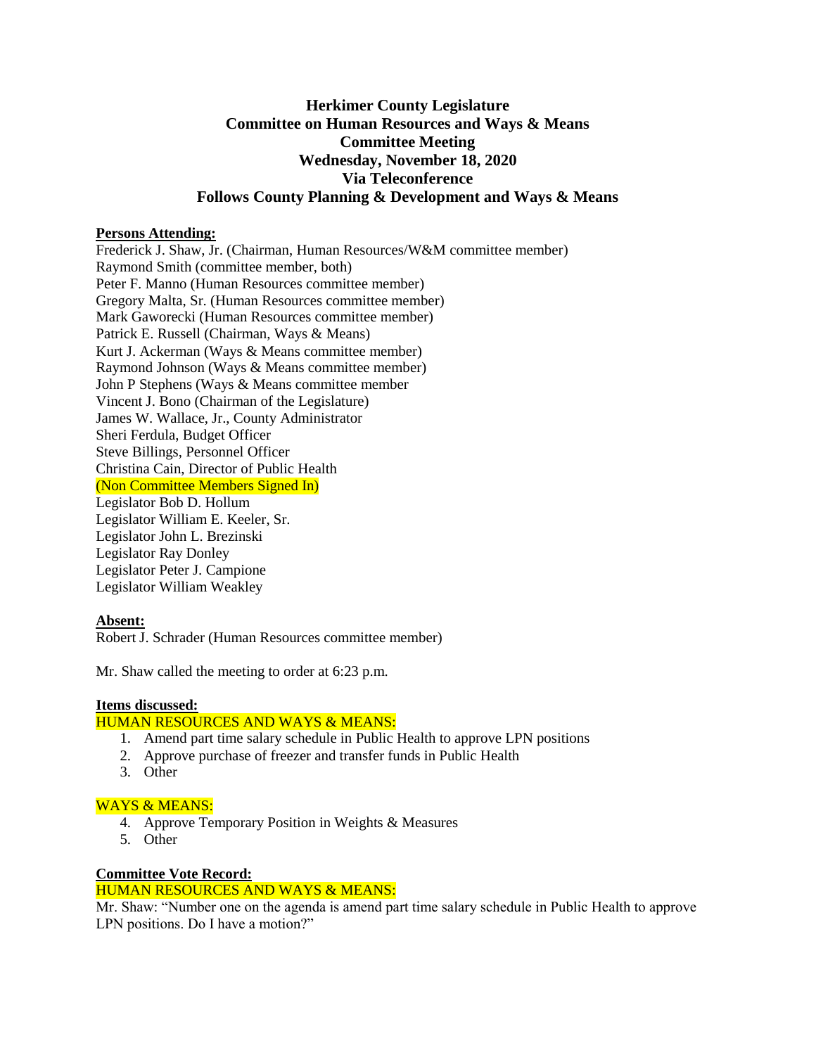# Herkimer County Legislature
## Committee on Human Resources and Ways & Means
## Committee Meeting
## Wednesday, November 18, 2020
## Via Teleconference
## Follows County Planning & Development and Ways & Means

**Persons Attending:**

Frederick J. Shaw, Jr. (Chairman, Human Resources/W&M committee member)
Raymond Smith (committee member, both)
Peter F. Manno (Human Resources committee member)
Gregory Malta, Sr. (Human Resources committee member)
Mark Gaworecki (Human Resources committee member)
Patrick E. Russell (Chairman, Ways & Means)
Kurt J. Ackerman (Ways & Means committee member)
Raymond Johnson (Ways & Means committee member)
John P Stephens (Ways & Means committee member
Vincent J. Bono (Chairman of the Legislature)
James W. Wallace, Jr., County Administrator
Sheri Ferdula, Budget Officer
Steve Billings, Personnel Officer
Christina Cain, Director of Public Health
(Non Committee Members Signed In)
Legislator Bob D. Hollum
Legislator William E. Keeler, Sr.
Legislator John L. Brezinski
Legislator Ray Donley
Legislator Peter J. Campione
Legislator William Weakley

**Absent:**

Robert J. Schrader (Human Resources committee member)

Mr. Shaw called the meeting to order at 6:23 p.m.

**Items discussed:**

HUMAN RESOURCES AND WAYS & MEANS:

1. Amend part time salary schedule in Public Health to approve LPN positions
2. Approve purchase of freezer and transfer funds in Public Health
3. Other

WAYS & MEANS:

4. Approve Temporary Position in Weights & Measures
5. Other

**Committee Vote Record:**

HUMAN RESOURCES AND WAYS & MEANS:

Mr. Shaw: "Number one on the agenda is amend part time salary schedule in Public Health to approve LPN positions. Do I have a motion?"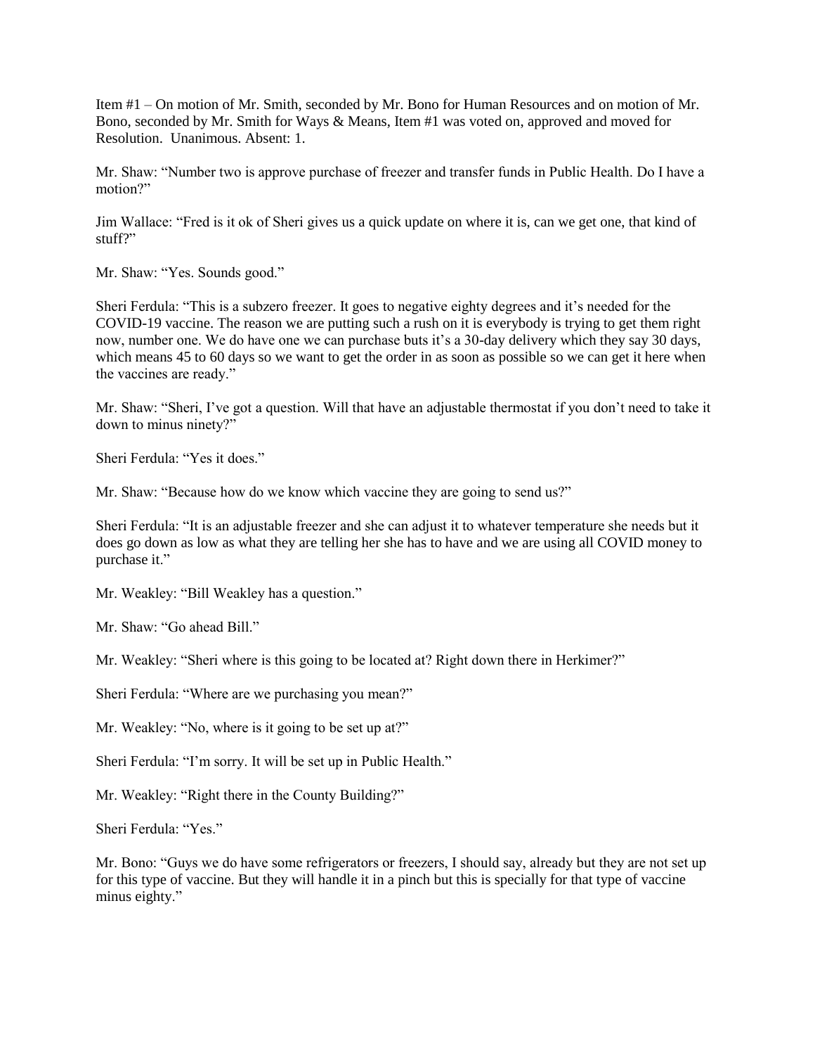Item #1 – On motion of Mr. Smith, seconded by Mr. Bono for Human Resources and on motion of Mr. Bono, seconded by Mr. Smith for Ways & Means, Item #1 was voted on, approved and moved for Resolution. Unanimous. Absent: 1.

Mr. Shaw: "Number two is approve purchase of freezer and transfer funds in Public Health. Do I have a motion?"

Jim Wallace: "Fred is it ok of Sheri gives us a quick update on where it is, can we get one, that kind of stuff?"

Mr. Shaw: "Yes. Sounds good."

Sheri Ferdula: "This is a subzero freezer. It goes to negative eighty degrees and it's needed for the COVID-19 vaccine. The reason we are putting such a rush on it is everybody is trying to get them right now, number one. We do have one we can purchase buts it's a 30-day delivery which they say 30 days, which means 45 to 60 days so we want to get the order in as soon as possible so we can get it here when the vaccines are ready."

Mr. Shaw: "Sheri, I've got a question. Will that have an adjustable thermostat if you don't need to take it down to minus ninety?"

Sheri Ferdula: "Yes it does."

Mr. Shaw: "Because how do we know which vaccine they are going to send us?"

Sheri Ferdula: "It is an adjustable freezer and she can adjust it to whatever temperature she needs but it does go down as low as what they are telling her she has to have and we are using all COVID money to purchase it."

Mr. Weakley: "Bill Weakley has a question."

Mr. Shaw: "Go ahead Bill."

Mr. Weakley: "Sheri where is this going to be located at? Right down there in Herkimer?"

Sheri Ferdula: "Where are we purchasing you mean?"

Mr. Weakley: "No, where is it going to be set up at?"

Sheri Ferdula: "I'm sorry. It will be set up in Public Health."

Mr. Weakley: "Right there in the County Building?"

Sheri Ferdula: "Yes."

Mr. Bono: "Guys we do have some refrigerators or freezers, I should say, already but they are not set up for this type of vaccine. But they will handle it in a pinch but this is specially for that type of vaccine minus eighty."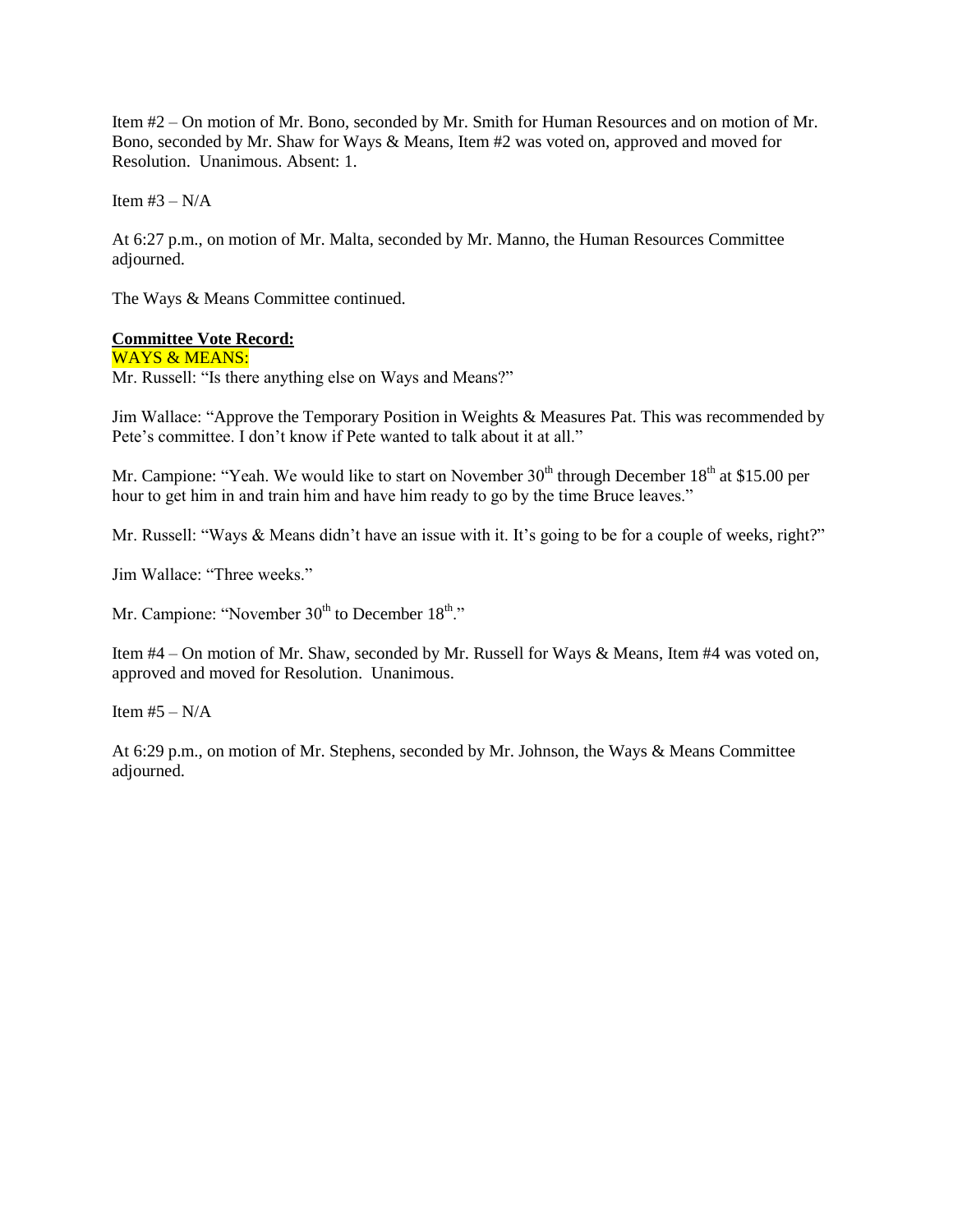Item #2 – On motion of Mr. Bono, seconded by Mr. Smith for Human Resources and on motion of Mr. Bono, seconded by Mr. Shaw for Ways & Means, Item #2 was voted on, approved and moved for Resolution. Unanimous. Absent: 1.

Item #3 – N/A

At 6:27 p.m., on motion of Mr. Malta, seconded by Mr. Manno, the Human Resources Committee adjourned.

The Ways & Means Committee continued.

**Committee Vote Record:**

WAYS & MEANS:

Mr. Russell: "Is there anything else on Ways and Means?"

Jim Wallace: "Approve the Temporary Position in Weights & Measures Pat. This was recommended by Pete's committee. I don't know if Pete wanted to talk about it at all."

Mr. Campione: "Yeah. We would like to start on November 30th through December 18th at $15.00 per hour to get him in and train him and have him ready to go by the time Bruce leaves."

Mr. Russell: "Ways & Means didn't have an issue with it. It's going to be for a couple of weeks, right?"

Jim Wallace: "Three weeks."

Mr. Campione: "November 30th to December 18th."

Item #4 – On motion of Mr. Shaw, seconded by Mr. Russell for Ways & Means, Item #4 was voted on, approved and moved for Resolution. Unanimous.

Item #5 – N/A

At 6:29 p.m., on motion of Mr. Stephens, seconded by Mr. Johnson, the Ways & Means Committee adjourned.